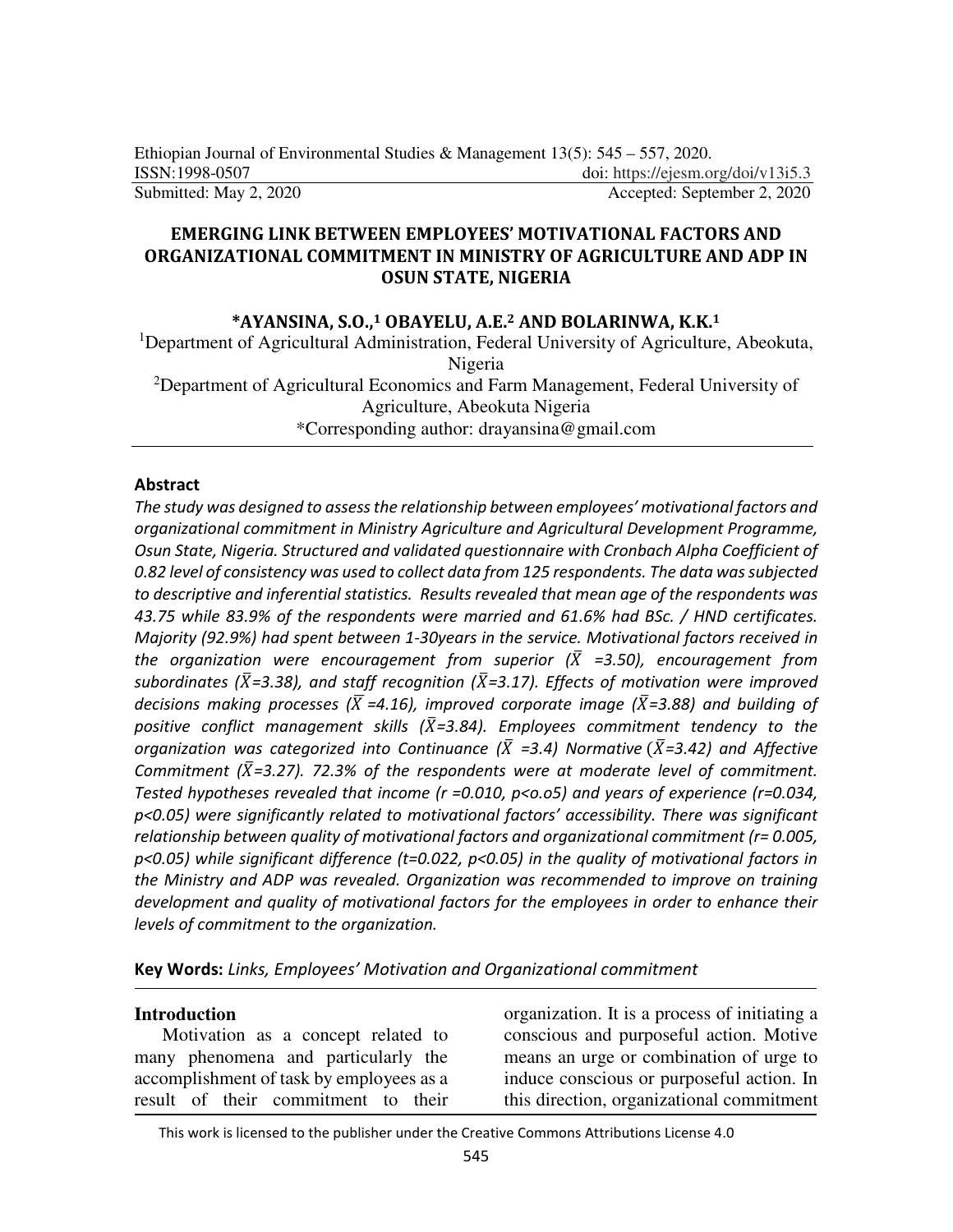Ethiopian Journal of Environmental Studies & Management 13(5): 545 – 557, 2020.
ISSN:1998-0507 doi: https://ejesm.org/doi/v13i5.3
Submitted: May 2, 2020 Accepted: September 2, 2020

# EMERGING LINK BETWEEN EMPLOYEES' MOTIVATIONAL FACTORS AND ORGANIZATIONAL COMMITMENT IN MINISTRY OF AGRICULTURE AND ADP IN OSUN STATE, NIGERIA

**\*AYANSINA, S.O.,[1] OBAYELU, A.E.[2] AND BOLARINWA, K.K.[1]**

[1]Department of Agricultural Administration, Federal University of Agriculture, Abeokuta, Nigeria
[2]Department of Agricultural Economics and Farm Management, Federal University of Agriculture, Abeokuta Nigeria
\*Corresponding author: drayansina@gmail.com

## Abstract

*The study was designed to assess the relationship between employees' motivational factors and organizational commitment in Ministry Agriculture and Agricultural Development Programme, Osun State, Nigeria. Structured and validated questionnaire with Cronbach Alpha Coefficient of 0.82 level of consistency was used to collect data from 125 respondents. The data was subjected to descriptive and inferential statistics. Results revealed that mean age of the respondents was 43.75 while 83.9% of the respondents were married and 61.6% had BSc. / HND certificates. Majority (92.9%) had spent between 1-30years in the service. Motivational factors received in the organization were encouragement from superior ($\bar{X}$ =3.50), encouragement from subordinates ($\bar{X}$=3.38), and staff recognition ($\bar{X}$=3.17). Effects of motivation were improved decisions making processes ($\bar{X}$ =4.16), improved corporate image ($\bar{X}$=3.88) and building of positive conflict management skills ($\bar{X}$=3.84). Employees commitment tendency to the organization was categorized into Continuance ($\bar{X}$ =3.4) Normative ($\bar{X}$=3.42) and Affective Commitment ($\bar{X}$=3.27). 72.3% of the respondents were at moderate level of commitment. Tested hypotheses revealed that income (r =0.010, p<o.o5) and years of experience (r=0.034, p<0.05) were significantly related to motivational factors' accessibility. There was significant relationship between quality of motivational factors and organizational commitment (r= 0.005, p<0.05) while significant difference (t=0.022, p<0.05) in the quality of motivational factors in the Ministry and ADP was revealed. Organization was recommended to improve on training development and quality of motivational factors for the employees in order to enhance their levels of commitment to the organization.*

**Key Words:** *Links, Employees' Motivation and Organizational commitment*

## Introduction

Motivation as a concept related to many phenomena and particularly the accomplishment of task by employees as a result of their commitment to their organization. It is a process of initiating a conscious and purposeful action. Motive means an urge or combination of urge to induce conscious or purposeful action. In this direction, organizational commitment

This work is licensed to the publisher under the Creative Commons Attributions License 4.0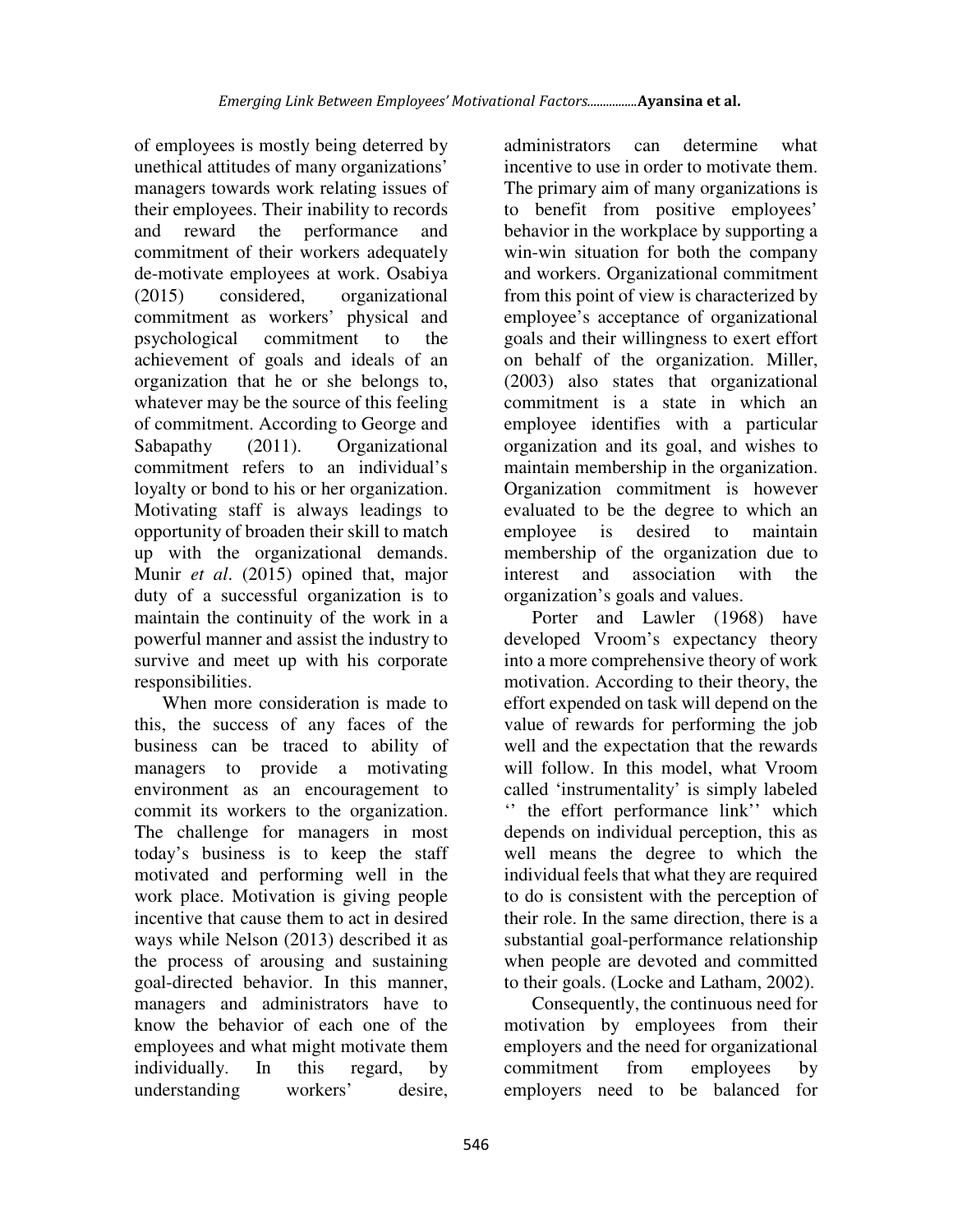of employees is mostly being deterred by unethical attitudes of many organizations' managers towards work relating issues of their employees. Their inability to records and reward the performance and commitment of their workers adequately de-motivate employees at work. Osabiya (2015) considered, organizational commitment as workers' physical and psychological commitment to the achievement of goals and ideals of an organization that he or she belongs to, whatever may be the source of this feeling of commitment. According to George and Sabapathy (2011). Organizational commitment refers to an individual's loyalty or bond to his or her organization. Motivating staff is always leadings to opportunity of broaden their skill to match up with the organizational demands. Munir *et al*. (2015) opined that, major duty of a successful organization is to maintain the continuity of the work in a powerful manner and assist the industry to survive and meet up with his corporate responsibilities.

When more consideration is made to this, the success of any faces of the business can be traced to ability of managers to provide a motivating environment as an encouragement to commit its workers to the organization. The challenge for managers in most today's business is to keep the staff motivated and performing well in the work place. Motivation is giving people incentive that cause them to act in desired ways while Nelson (2013) described it as the process of arousing and sustaining goal-directed behavior. In this manner, managers and administrators have to know the behavior of each one of the employees and what might motivate them individually. In this regard, by understanding workers' desire, administrators can determine what incentive to use in order to motivate them. The primary aim of many organizations is to benefit from positive employees' behavior in the workplace by supporting a win-win situation for both the company and workers. Organizational commitment from this point of view is characterized by employee's acceptance of organizational goals and their willingness to exert effort on behalf of the organization. Miller, (2003) also states that organizational commitment is a state in which an employee identifies with a particular organization and its goal, and wishes to maintain membership in the organization. Organization commitment is however evaluated to be the degree to which an employee is desired to maintain membership of the organization due to interest and association with the organization's goals and values.

Porter and Lawler (1968) have developed Vroom's expectancy theory into a more comprehensive theory of work motivation. According to their theory, the effort expended on task will depend on the value of rewards for performing the job well and the expectation that the rewards will follow. In this model, what Vroom called 'instrumentality' is simply labeled '' the effort performance link'' which depends on individual perception, this as well means the degree to which the individual feels that what they are required to do is consistent with the perception of their role. In the same direction, there is a substantial goal-performance relationship when people are devoted and committed to their goals. (Locke and Latham, 2002).

Consequently, the continuous need for motivation by employees from their employers and the need for organizational commitment from employees by employers need to be balanced for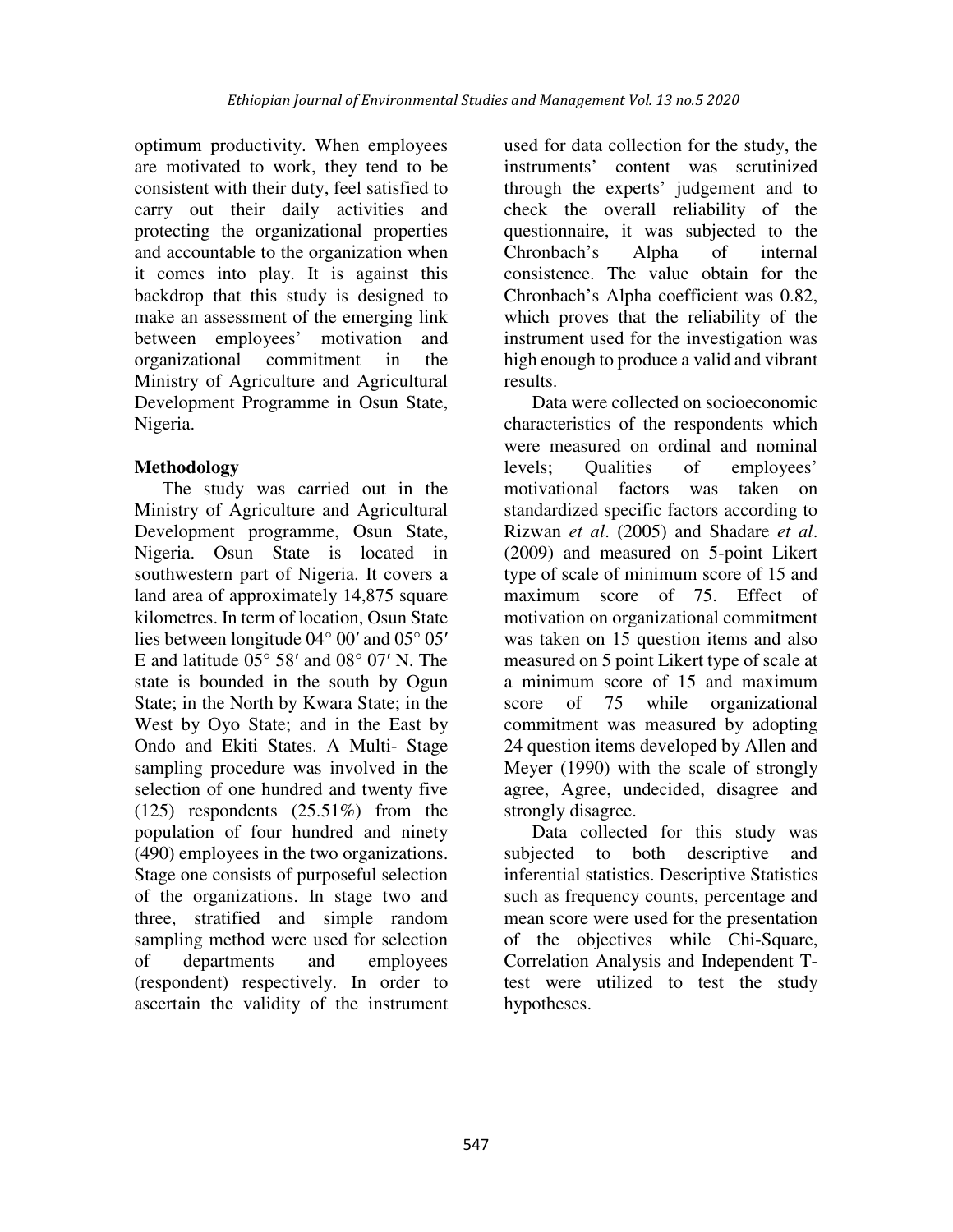optimum productivity. When employees are motivated to work, they tend to be consistent with their duty, feel satisfied to carry out their daily activities and protecting the organizational properties and accountable to the organization when it comes into play. It is against this backdrop that this study is designed to make an assessment of the emerging link between employees' motivation and organizational commitment in the Ministry of Agriculture and Agricultural Development Programme in Osun State, Nigeria.

## Methodology

The study was carried out in the Ministry of Agriculture and Agricultural Development programme, Osun State, Nigeria. Osun State is located in southwestern part of Nigeria. It covers a land area of approximately 14,875 square kilometres. In term of location, Osun State lies between longitude 04° 00′ and 05° 05′ E and latitude 05° 58′ and 08° 07′ N. The state is bounded in the south by Ogun State; in the North by Kwara State; in the West by Oyo State; and in the East by Ondo and Ekiti States. A Multi- Stage sampling procedure was involved in the selection of one hundred and twenty five (125) respondents (25.51%) from the population of four hundred and ninety (490) employees in the two organizations. Stage one consists of purposeful selection of the organizations. In stage two and three, stratified and simple random sampling method were used for selection of departments and employees (respondent) respectively. In order to ascertain the validity of the instrument used for data collection for the study, the instruments' content was scrutinized through the experts' judgement and to check the overall reliability of the questionnaire, it was subjected to the Chronbach's Alpha of internal consistence. The value obtain for the Chronbach's Alpha coefficient was 0.82, which proves that the reliability of the instrument used for the investigation was high enough to produce a valid and vibrant results.

Data were collected on socioeconomic characteristics of the respondents which were measured on ordinal and nominal levels; Qualities of employees' motivational factors was taken on standardized specific factors according to Rizwan *et al*. (2005) and Shadare *et al*. (2009) and measured on 5-point Likert type of scale of minimum score of 15 and maximum score of 75. Effect of motivation on organizational commitment was taken on 15 question items and also measured on 5 point Likert type of scale at a minimum score of 15 and maximum score of 75 while organizational commitment was measured by adopting 24 question items developed by Allen and Meyer (1990) with the scale of strongly agree, Agree, undecided, disagree and strongly disagree.

Data collected for this study was subjected to both descriptive and inferential statistics. Descriptive Statistics such as frequency counts, percentage and mean score were used for the presentation of the objectives while Chi-Square, Correlation Analysis and Independent T-test were utilized to test the study hypotheses.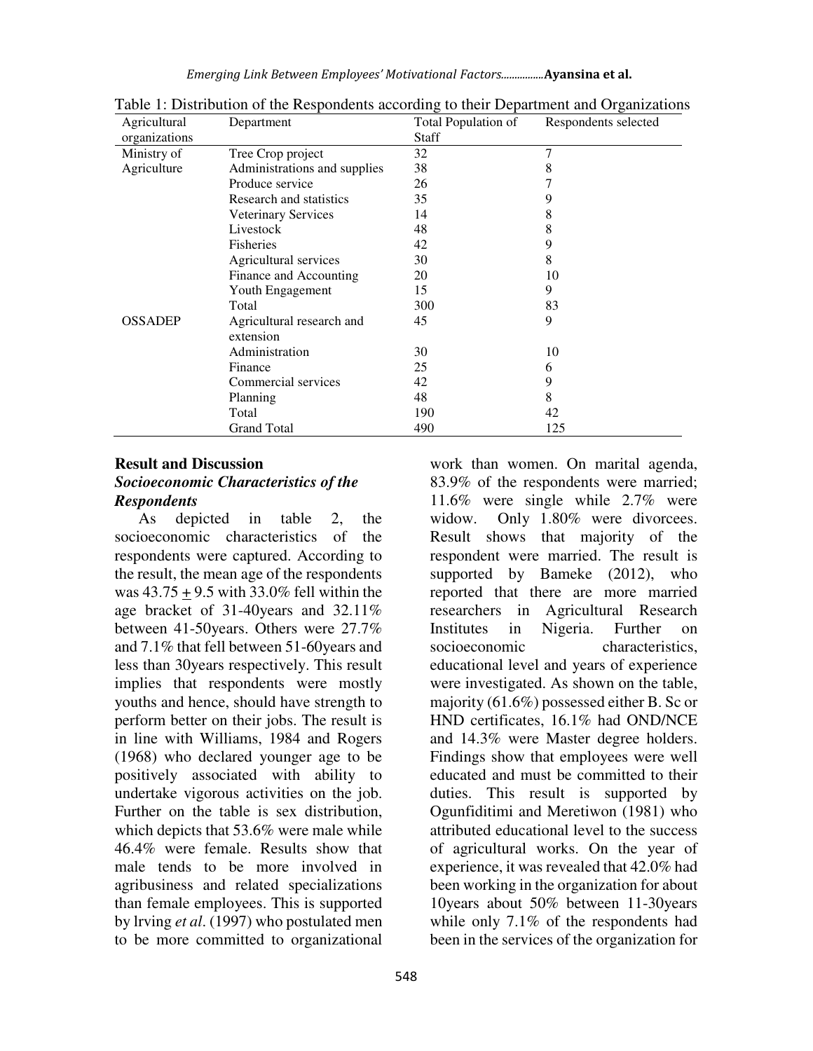Table 1: Distribution of the Respondents according to their Department and Organizations

| Agricultural organizations | Department | Total Population of Staff | Respondents selected |
|---|---|---|---|
| Ministry of Agriculture | Tree Crop project | 32 | 7 |
| | Administrations and supplies | 38 | 8 |
| | Produce service | 26 | 7 |
| | Research and statistics | 35 | 9 |
| | Veterinary Services | 14 | 8 |
| | Livestock | 48 | 8 |
| | Fisheries | 42 | 9 |
| | Agricultural services | 30 | 8 |
| | Finance and Accounting | 20 | 10 |
| | Youth Engagement | 15 | 9 |
| | Total | 300 | 83 |
| OSSADEP | Agricultural research and extension | 45 | 9 |
| | Administration | 30 | 10 |
| | Finance | 25 | 6 |
| | Commercial services | 42 | 9 |
| | Planning | 48 | 8 |
| | Total | 190 | 42 |
| | Grand Total | 490 | 125 |

## Result and Discussion

### *Socioeconomic Characteristics of the Respondents*

As depicted in table 2, the socioeconomic characteristics of the respondents were captured. According to the result, the mean age of the respondents was 43.75 $\pm$ 9.5 with 33.0% fell within the age bracket of 31-40years and 32.11% between 41-50years. Others were 27.7% and 7.1% that fell between 51-60years and less than 30years respectively. This result implies that respondents were mostly youths and hence, should have strength to perform better on their jobs. The result is in line with Williams, 1984 and Rogers (1968) who declared younger age to be positively associated with ability to undertake vigorous activities on the job. Further on the table is sex distribution, which depicts that 53.6% were male while 46.4% were female. Results show that male tends to be more involved in agribusiness and related specializations than female employees. This is supported by lrving *et al*. (1997) who postulated men to be more committed to organizational work than women. On marital agenda, 83.9% of the respondents were married; 11.6% were single while 2.7% were widow. Only 1.80% were divorcees. Result shows that majority of the respondent were married. The result is supported by Bameke (2012), who reported that there are more married researchers in Agricultural Research Institutes in Nigeria. Further on socioeconomic characteristics, educational level and years of experience were investigated. As shown on the table, majority (61.6%) possessed either B. Sc or HND certificates, 16.1% had OND/NCE and 14.3% were Master degree holders. Findings show that employees were well educated and must be committed to their duties. This result is supported by Ogunfiditimi and Meretiwon (1981) who attributed educational level to the success of agricultural works. On the year of experience, it was revealed that 42.0% had been working in the organization for about 10years about 50% between 11-30years while only 7.1% of the respondents had been in the services of the organization for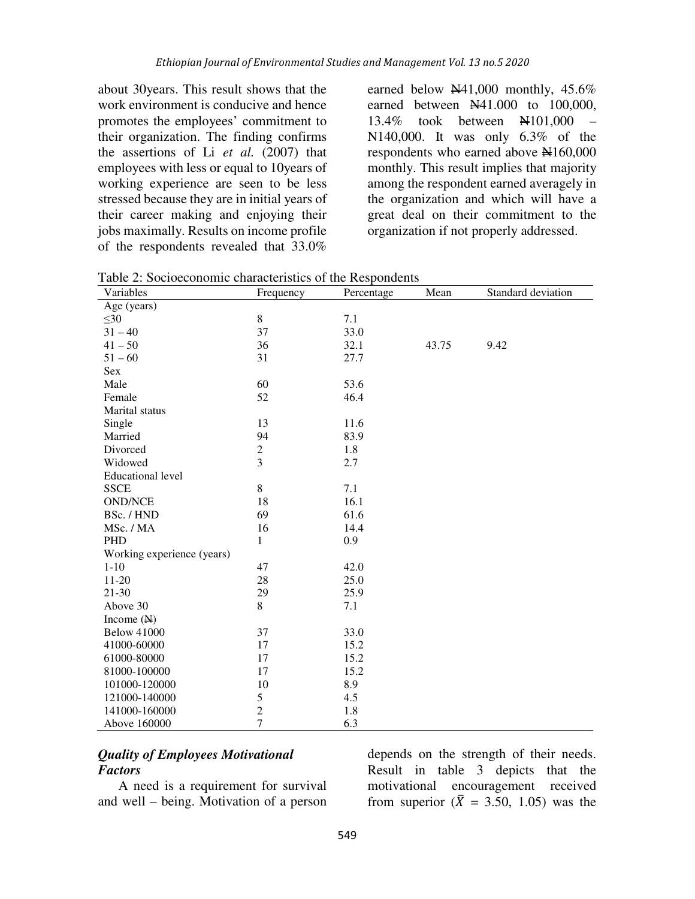about 30years. This result shows that the work environment is conducive and hence promotes the employees' commitment to their organization. The finding confirms the assertions of Li *et al.* (2007) that employees with less or equal to 10years of working experience are seen to be less stressed because they are in initial years of their career making and enjoying their jobs maximally. Results on income profile of the respondents revealed that 33.0% earned below ₦41,000 monthly, 45.6% earned between ₦41.000 to 100,000, 13.4% took between ₦101,000 – N140,000. It was only 6.3% of the respondents who earned above ₦160,000 monthly. This result implies that majority among the respondent earned averagely in the organization and which will have a great deal on their commitment to the organization if not properly addressed.

Table 2: Socioeconomic characteristics of the Respondents

| Variables | Frequency | Percentage | Mean | Standard deviation |
|---|---|---|---|---|
| Age (years) | | | | |
| ≤30 | 8 | 7.1 | | |
| 31 – 40 | 37 | 33.0 | | |
| 41 – 50 | 36 | 32.1 | 43.75 | 9.42 |
| 51 – 60 | 31 | 27.7 | | |
| Sex | | | | |
| Male | 60 | 53.6 | | |
| Female | 52 | 46.4 | | |
| Marital status | | | | |
| Single | 13 | 11.6 | | |
| Married | 94 | 83.9 | | |
| Divorced | 2 | 1.8 | | |
| Widowed | 3 | 2.7 | | |
| Educational level | | | | |
| SSCE | 8 | 7.1 | | |
| OND/NCE | 18 | 16.1 | | |
| BSc. / HND | 69 | 61.6 | | |
| MSc. / MA | 16 | 14.4 | | |
| PHD | 1 | 0.9 | | |
| Working experience (years) | | | | |
| 1-10 | 47 | 42.0 | | |
| 11-20 | 28 | 25.0 | | |
| 21-30 | 29 | 25.9 | | |
| Above 30 | 8 | 7.1 | | |
| Income (₦) | | | | |
| Below 41000 | 37 | 33.0 | | |
| 41000-60000 | 17 | 15.2 | | |
| 61000-80000 | 17 | 15.2 | | |
| 81000-100000 | 17 | 15.2 | | |
| 101000-120000 | 10 | 8.9 | | |
| 121000-140000 | 5 | 4.5 | | |
| 141000-160000 | 2 | 1.8 | | |
| Above 160000 | 7 | 6.3 | | |

### *Quality of Employees Motivational Factors*

A need is a requirement for survival and well – being. Motivation of a person depends on the strength of their needs. Result in table 3 depicts that the motivational encouragement received from superior ($\bar{X}$ = 3.50, 1.05) was the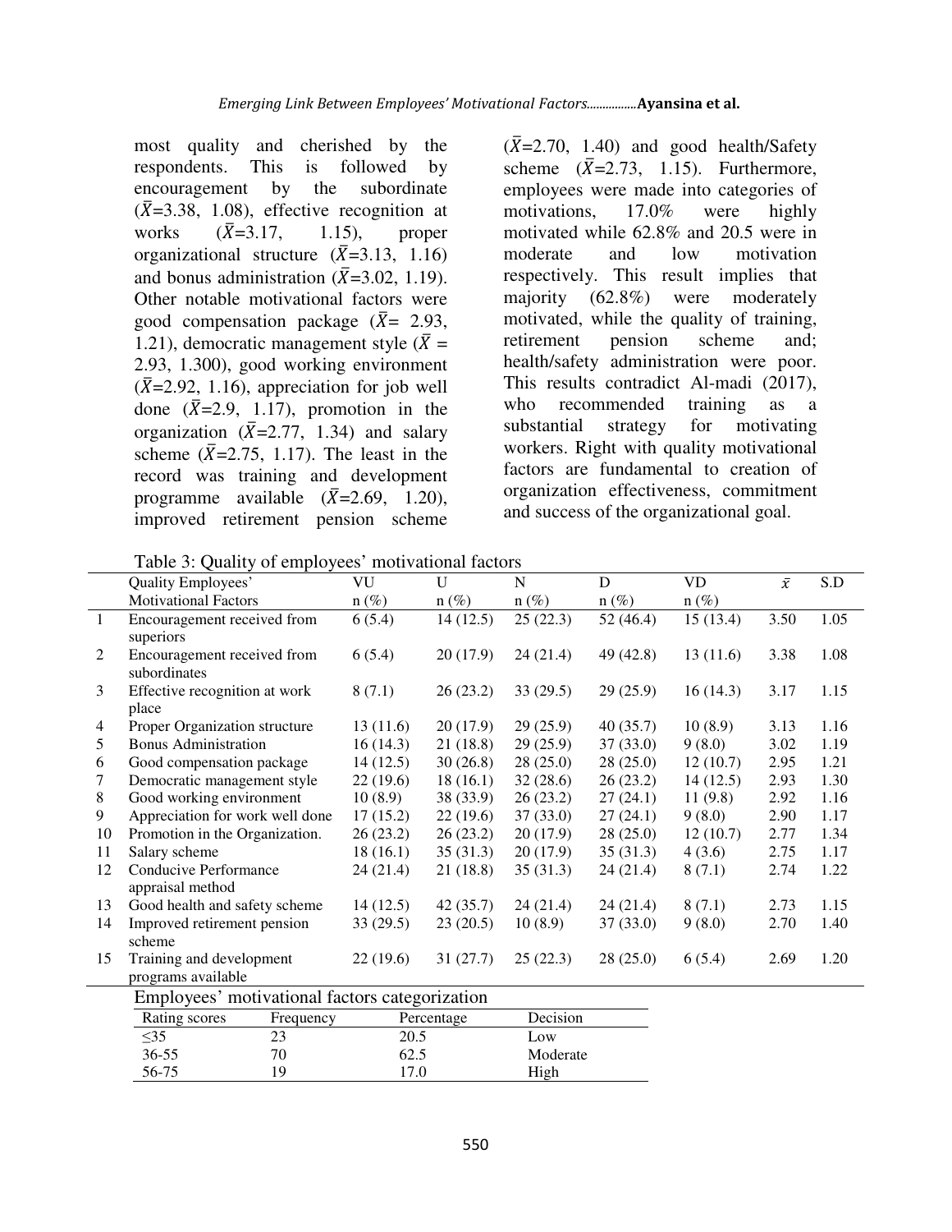most quality and cherished by the respondents. This is followed by encouragement by the subordinate ($\bar{X}$=3.38, 1.08), effective recognition at works ($\bar{X}$=3.17, 1.15), proper organizational structure ($\bar{X}$=3.13, 1.16) and bonus administration ($\bar{X}$=3.02, 1.19). Other notable motivational factors were good compensation package ($\bar{X}$= 2.93, 1.21), democratic management style ($\bar{X}$ = 2.93, 1.300), good working environment ($\bar{X}$=2.92, 1.16), appreciation for job well done ($\bar{X}$=2.9, 1.17), promotion in the organization ($\bar{X}$=2.77, 1.34) and salary scheme ($\bar{X}$=2.75, 1.17). The least in the record was training and development programme available ($\bar{X}$=2.69, 1.20), improved retirement pension scheme ($\bar{X}$=2.70, 1.40) and good health/Safety scheme ($\bar{X}$=2.73, 1.15). Furthermore, employees were made into categories of motivations, 17.0% were highly motivated while 62.8% and 20.5 were in moderate and low motivation respectively. This result implies that majority (62.8%) were moderately motivated, while the quality of training, retirement pension scheme and; health/safety administration were poor. This results contradict Al-madi (2017), who recommended training as a substantial strategy for motivating workers. Right with quality motivational factors are fundamental to creation of organization effectiveness, commitment and success of the organizational goal.

Table 3: Quality of employees' motivational factors

| | Quality Employees' Motivational Factors | VU n (%) | U n (%) | N n (%) | D n (%) | VD n (%) | $\bar{x}$ | S.D |
|---|---|---|---|---|---|---|---|---|
| 1 | Encouragement received from superiors | 6 (5.4) | 14 (12.5) | 25 (22.3) | 52 (46.4) | 15 (13.4) | 3.50 | 1.05 |
| 2 | Encouragement received from subordinates | 6 (5.4) | 20 (17.9) | 24 (21.4) | 49 (42.8) | 13 (11.6) | 3.38 | 1.08 |
| 3 | Effective recognition at work place | 8 (7.1) | 26 (23.2) | 33 (29.5) | 29 (25.9) | 16 (14.3) | 3.17 | 1.15 |
| 4 | Proper Organization structure | 13 (11.6) | 20 (17.9) | 29 (25.9) | 40 (35.7) | 10 (8.9) | 3.13 | 1.16 |
| 5 | Bonus Administration | 16 (14.3) | 21 (18.8) | 29 (25.9) | 37 (33.0) | 9 (8.0) | 3.02 | 1.19 |
| 6 | Good compensation package | 14 (12.5) | 30 (26.8) | 28 (25.0) | 28 (25.0) | 12 (10.7) | 2.95 | 1.21 |
| 7 | Democratic management style | 22 (19.6) | 18 (16.1) | 32 (28.6) | 26 (23.2) | 14 (12.5) | 2.93 | 1.30 |
| 8 | Good working environment | 10 (8.9) | 38 (33.9) | 26 (23.2) | 27 (24.1) | 11 (9.8) | 2.92 | 1.16 |
| 9 | Appreciation for work well done | 17 (15.2) | 22 (19.6) | 37 (33.0) | 27 (24.1) | 9 (8.0) | 2.90 | 1.17 |
| 10 | Promotion in the Organization. | 26 (23.2) | 26 (23.2) | 20 (17.9) | 28 (25.0) | 12 (10.7) | 2.77 | 1.34 |
| 11 | Salary scheme | 18 (16.1) | 35 (31.3) | 20 (17.9) | 35 (31.3) | 4 (3.6) | 2.75 | 1.17 |
| 12 | Conducive Performance appraisal method | 24 (21.4) | 21 (18.8) | 35 (31.3) | 24 (21.4) | 8 (7.1) | 2.74 | 1.22 |
| 13 | Good health and safety scheme | 14 (12.5) | 42 (35.7) | 24 (21.4) | 24 (21.4) | 8 (7.1) | 2.73 | 1.15 |
| 14 | Improved retirement pension scheme | 33 (29.5) | 23 (20.5) | 10 (8.9) | 37 (33.0) | 9 (8.0) | 2.70 | 1.40 |
| 15 | Training and development programs available | 22 (19.6) | 31 (27.7) | 25 (22.3) | 28 (25.0) | 6 (5.4) | 2.69 | 1.20 |

Employees' motivational factors categorization

| Rating scores | Frequency | Percentage | Decision |
|---|---|---|---|
| ≤35 | 23 | 20.5 | Low |
| 36-55 | 70 | 62.5 | Moderate |
| 56-75 | 19 | 17.0 | High |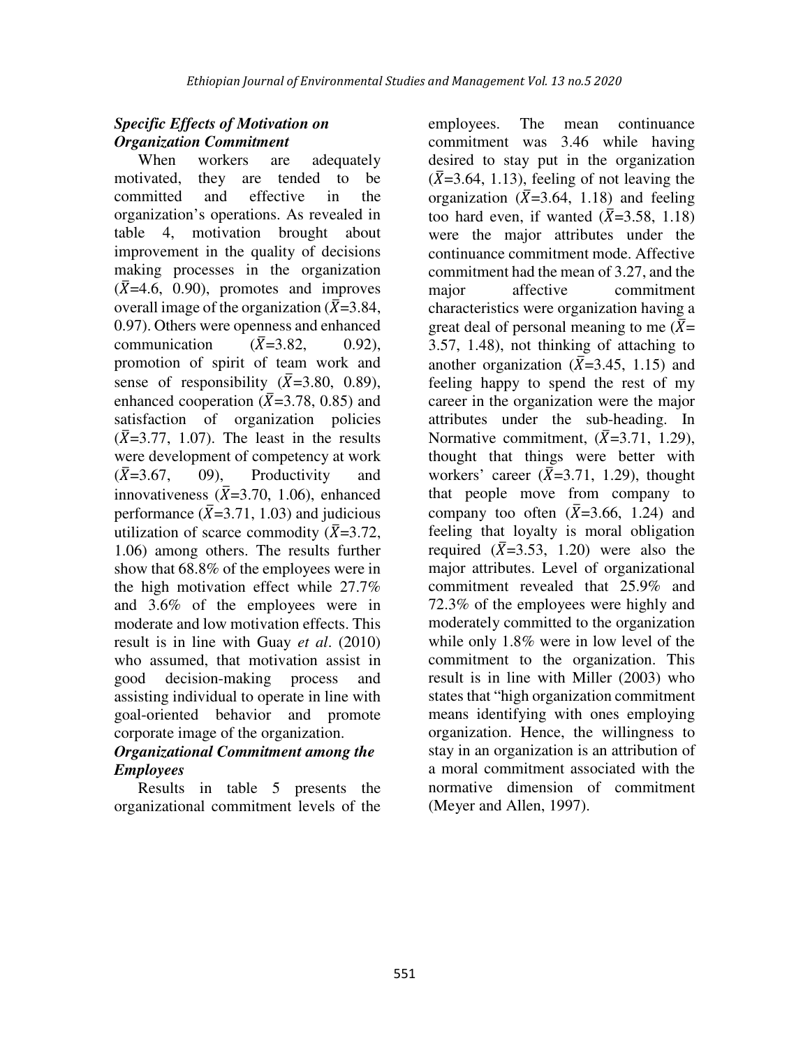### *Specific Effects of Motivation on Organization Commitment*

When workers are adequately motivated, they are tended to be committed and effective in the organization's operations. As revealed in table 4, motivation brought about improvement in the quality of decisions making processes in the organization ($\bar{X}$=4.6, 0.90), promotes and improves overall image of the organization ($\bar{X}$=3.84, 0.97). Others were openness and enhanced communication ($\bar{X}$=3.82, 0.92), promotion of spirit of team work and sense of responsibility ($\bar{X}$=3.80, 0.89), enhanced cooperation ($\bar{X}$=3.78, 0.85) and satisfaction of organization policies ($\bar{X}$=3.77, 1.07). The least in the results were development of competency at work ($\bar{X}$=3.67, 09), Productivity and innovativeness ($\bar{X}$=3.70, 1.06), enhanced performance ($\bar{X}$=3.71, 1.03) and judicious utilization of scarce commodity ($\bar{X}$=3.72, 1.06) among others. The results further show that 68.8% of the employees were in the high motivation effect while 27.7% and 3.6% of the employees were in moderate and low motivation effects. This result is in line with Guay *et al*. (2010) who assumed, that motivation assist in good decision-making process and assisting individual to operate in line with goal-oriented behavior and promote corporate image of the organization.

### *Organizational Commitment among the Employees*

Results in table 5 presents the organizational commitment levels of the employees. The mean continuance commitment was 3.46 while having desired to stay put in the organization ($\bar{X}$=3.64, 1.13), feeling of not leaving the organization ($\bar{X}$=3.64, 1.18) and feeling too hard even, if wanted ($\bar{X}$=3.58, 1.18) were the major attributes under the continuance commitment mode. Affective commitment had the mean of 3.27, and the major affective commitment characteristics were organization having a great deal of personal meaning to me ($\bar{X}$= 3.57, 1.48), not thinking of attaching to another organization ($\bar{X}$=3.45, 1.15) and feeling happy to spend the rest of my career in the organization were the major attributes under the sub-heading. In Normative commitment, ($\bar{X}$=3.71, 1.29), thought that things were better with workers' career ($\bar{X}$=3.71, 1.29), thought that people move from company to company too often ($\bar{X}$=3.66, 1.24) and feeling that loyalty is moral obligation required ($\bar{X}$=3.53, 1.20) were also the major attributes. Level of organizational commitment revealed that 25.9% and 72.3% of the employees were highly and moderately committed to the organization while only 1.8% were in low level of the commitment to the organization. This result is in line with Miller (2003) who states that "high organization commitment means identifying with ones employing organization. Hence, the willingness to stay in an organization is an attribution of a moral commitment associated with the normative dimension of commitment (Meyer and Allen, 1997).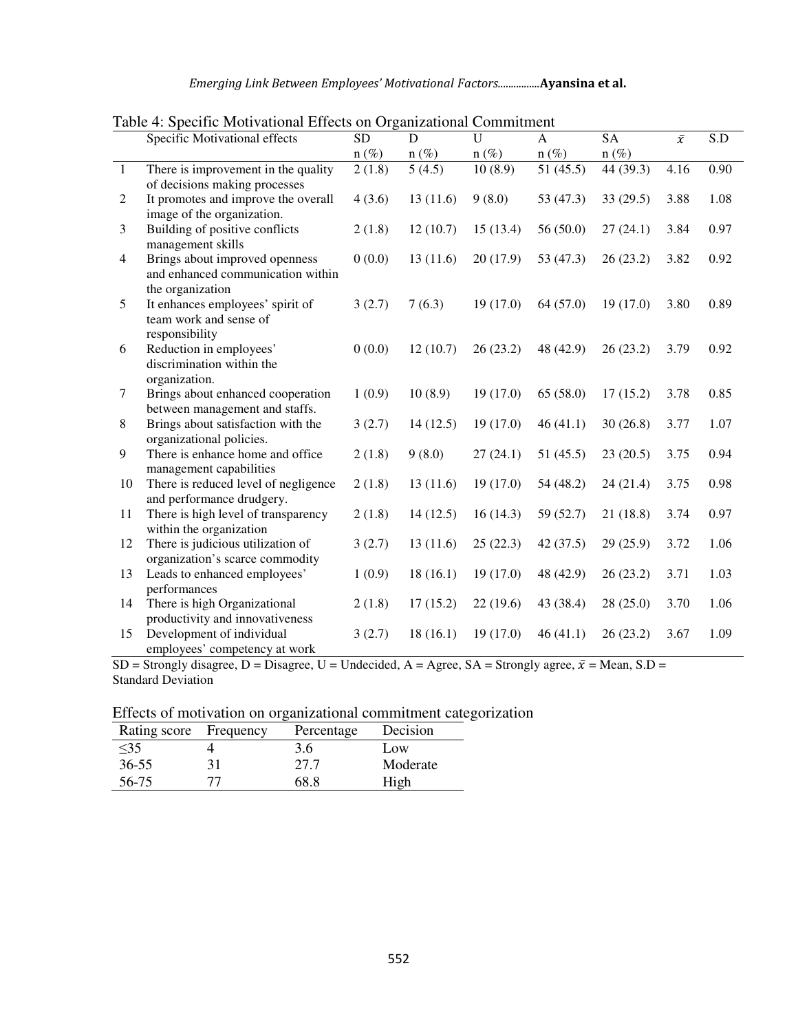Table 4: Specific Motivational Effects on Organizational Commitment

| | Specific Motivational effects | SD n (%) | D n (%) | U n (%) | A n (%) | SA n (%) | $\bar{x}$ | S.D |
|---|---|---|---|---|---|---|---|---|
| 1 | There is improvement in the quality of decisions making processes | 2 (1.8) | 5 (4.5) | 10 (8.9) | 51 (45.5) | 44 (39.3) | 4.16 | 0.90 |
| 2 | It promotes and improve the overall image of the organization. | 4 (3.6) | 13 (11.6) | 9 (8.0) | 53 (47.3) | 33 (29.5) | 3.88 | 1.08 |
| 3 | Building of positive conflicts management skills | 2 (1.8) | 12 (10.7) | 15 (13.4) | 56 (50.0) | 27 (24.1) | 3.84 | 0.97 |
| 4 | Brings about improved openness and enhanced communication within the organization | 0 (0.0) | 13 (11.6) | 20 (17.9) | 53 (47.3) | 26 (23.2) | 3.82 | 0.92 |
| 5 | It enhances employees' spirit of team work and sense of responsibility | 3 (2.7) | 7 (6.3) | 19 (17.0) | 64 (57.0) | 19 (17.0) | 3.80 | 0.89 |
| 6 | Reduction in employees' discrimination within the organization. | 0 (0.0) | 12 (10.7) | 26 (23.2) | 48 (42.9) | 26 (23.2) | 3.79 | 0.92 |
| 7 | Brings about enhanced cooperation between management and staffs. | 1 (0.9) | 10 (8.9) | 19 (17.0) | 65 (58.0) | 17 (15.2) | 3.78 | 0.85 |
| 8 | Brings about satisfaction with the organizational policies. | 3 (2.7) | 14 (12.5) | 19 (17.0) | 46 (41.1) | 30 (26.8) | 3.77 | 1.07 |
| 9 | There is enhance home and office management capabilities | 2 (1.8) | 9 (8.0) | 27 (24.1) | 51 (45.5) | 23 (20.5) | 3.75 | 0.94 |
| 10 | There is reduced level of negligence and performance drudgery. | 2 (1.8) | 13 (11.6) | 19 (17.0) | 54 (48.2) | 24 (21.4) | 3.75 | 0.98 |
| 11 | There is high level of transparency within the organization | 2 (1.8) | 14 (12.5) | 16 (14.3) | 59 (52.7) | 21 (18.8) | 3.74 | 0.97 |
| 12 | There is judicious utilization of organization's scarce commodity | 3 (2.7) | 13 (11.6) | 25 (22.3) | 42 (37.5) | 29 (25.9) | 3.72 | 1.06 |
| 13 | Leads to enhanced employees' performances | 1 (0.9) | 18 (16.1) | 19 (17.0) | 48 (42.9) | 26 (23.2) | 3.71 | 1.03 |
| 14 | There is high Organizational productivity and innovativeness | 2 (1.8) | 17 (15.2) | 22 (19.6) | 43 (38.4) | 28 (25.0) | 3.70 | 1.06 |
| 15 | Development of individual employees' competency at work | 3 (2.7) | 18 (16.1) | 19 (17.0) | 46 (41.1) | 26 (23.2) | 3.67 | 1.09 |

SD = Strongly disagree, D = Disagree, U = Undecided, A = Agree, SA = Strongly agree, $\bar{x}$ = Mean, S.D = Standard Deviation

Effects of motivation on organizational commitment categorization

| Rating score | Frequency | Percentage | Decision |
|---|---|---|---|
| ≤35 | 4 | 3.6 | Low |
| 36-55 | 31 | 27.7 | Moderate |
| 56-75 | 77 | 68.8 | High |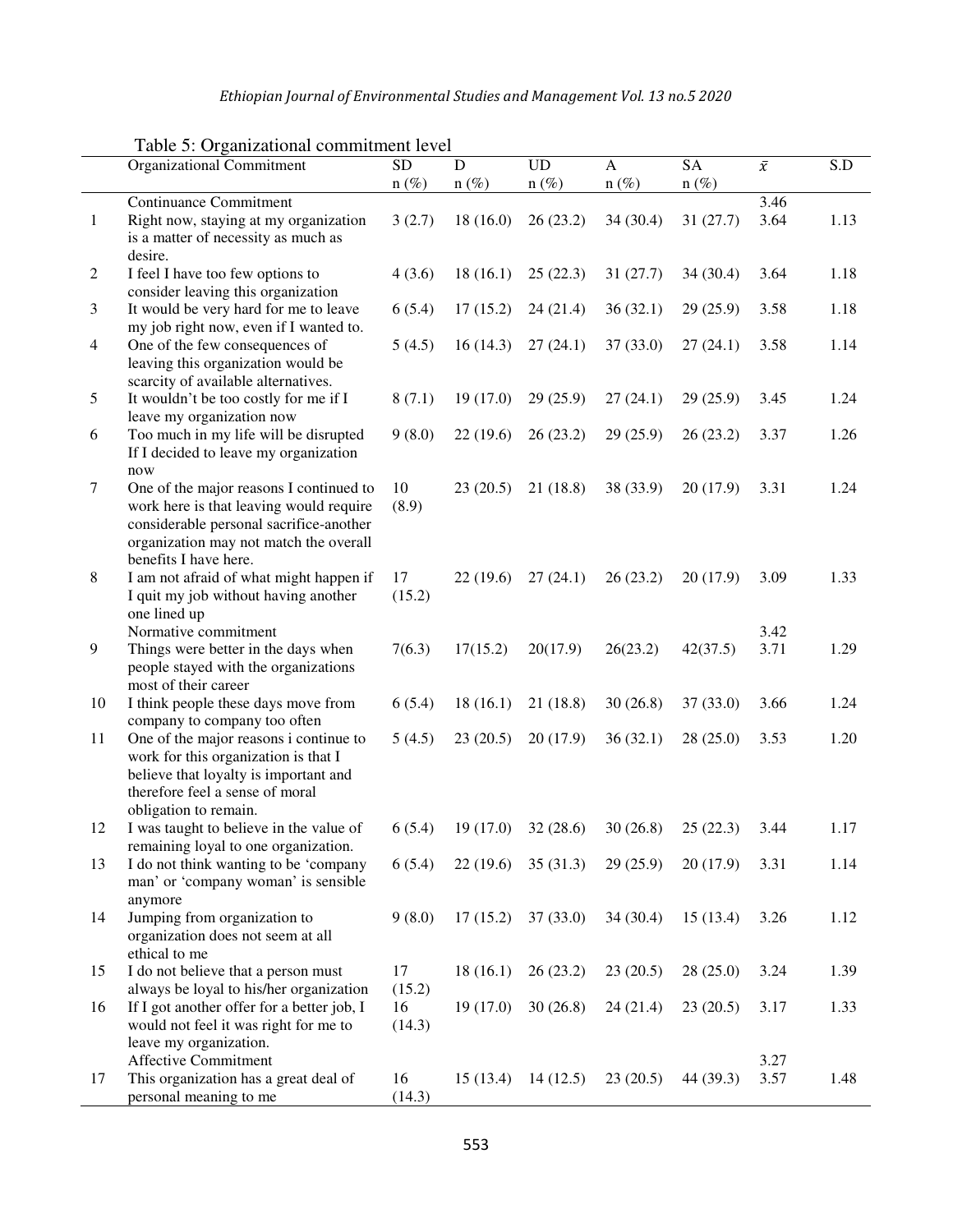Table 5: Organizational commitment level

|  | Organizational Commitment | SD n (%) | D n (%) | UD n (%) | A n (%) | SA n (%) | $\bar{x}$ | S.D |
|---|---|---|---|---|---|---|---|---|
|  | Continuance Commitment |  |  |  |  |  | 3.46 |  |
| 1 | Right now, staying at my organization is a matter of necessity as much as desire. | 3 (2.7) | 18 (16.0) | 26 (23.2) | 34 (30.4) | 31 (27.7) | 3.64 | 1.13 |
| 2 | I feel I have too few options to consider leaving this organization | 4 (3.6) | 18 (16.1) | 25 (22.3) | 31 (27.7) | 34 (30.4) | 3.64 | 1.18 |
| 3 | It would be very hard for me to leave my job right now, even if I wanted to. | 6 (5.4) | 17 (15.2) | 24 (21.4) | 36 (32.1) | 29 (25.9) | 3.58 | 1.18 |
| 4 | One of the few consequences of leaving this organization would be scarcity of available alternatives. | 5 (4.5) | 16 (14.3) | 27 (24.1) | 37 (33.0) | 27 (24.1) | 3.58 | 1.14 |
| 5 | It wouldn't be too costly for me if I leave my organization now | 8 (7.1) | 19 (17.0) | 29 (25.9) | 27 (24.1) | 29 (25.9) | 3.45 | 1.24 |
| 6 | Too much in my life will be disrupted If I decided to leave my organization now | 9 (8.0) | 22 (19.6) | 26 (23.2) | 29 (25.9) | 26 (23.2) | 3.37 | 1.26 |
| 7 | One of the major reasons I continued to work here is that leaving would require considerable personal sacrifice-another organization may not match the overall benefits I have here. | 10 (8.9) | 23 (20.5) | 21 (18.8) | 38 (33.9) | 20 (17.9) | 3.31 | 1.24 |
| 8 | I am not afraid of what might happen if I quit my job without having another one lined up | 17 (15.2) | 22 (19.6) | 27 (24.1) | 26 (23.2) | 20 (17.9) | 3.09 | 1.33 |
|  | Normative commitment |  |  |  |  |  | 3.42 |  |
| 9 | Things were better in the days when people stayed with the organizations most of their career | 7(6.3) | 17(15.2) | 20(17.9) | 26(23.2) | 42(37.5) | 3.71 | 1.29 |
| 10 | I think people these days move from company to company too often | 6 (5.4) | 18 (16.1) | 21 (18.8) | 30 (26.8) | 37 (33.0) | 3.66 | 1.24 |
| 11 | One of the major reasons i continue to work for this organization is that I believe that loyalty is important and therefore feel a sense of moral obligation to remain. | 5 (4.5) | 23 (20.5) | 20 (17.9) | 36 (32.1) | 28 (25.0) | 3.53 | 1.20 |
| 12 | I was taught to believe in the value of remaining loyal to one organization. | 6 (5.4) | 19 (17.0) | 32 (28.6) | 30 (26.8) | 25 (22.3) | 3.44 | 1.17 |
| 13 | I do not think wanting to be 'company man' or 'company woman' is sensible anymore | 6 (5.4) | 22 (19.6) | 35 (31.3) | 29 (25.9) | 20 (17.9) | 3.31 | 1.14 |
| 14 | Jumping from organization to organization does not seem at all ethical to me | 9 (8.0) | 17 (15.2) | 37 (33.0) | 34 (30.4) | 15 (13.4) | 3.26 | 1.12 |
| 15 | I do not believe that a person must always be loyal to his/her organization | 17 (15.2) | 18 (16.1) | 26 (23.2) | 23 (20.5) | 28 (25.0) | 3.24 | 1.39 |
| 16 | If I got another offer for a better job, I would not feel it was right for me to leave my organization. | 16 (14.3) | 19 (17.0) | 30 (26.8) | 24 (21.4) | 23 (20.5) | 3.17 | 1.33 |
|  | Affective Commitment |  |  |  |  |  | 3.27 |  |
| 17 | This organization has a great deal of personal meaning to me | 16 (14.3) | 15 (13.4) | 14 (12.5) | 23 (20.5) | 44 (39.3) | 3.57 | 1.48 |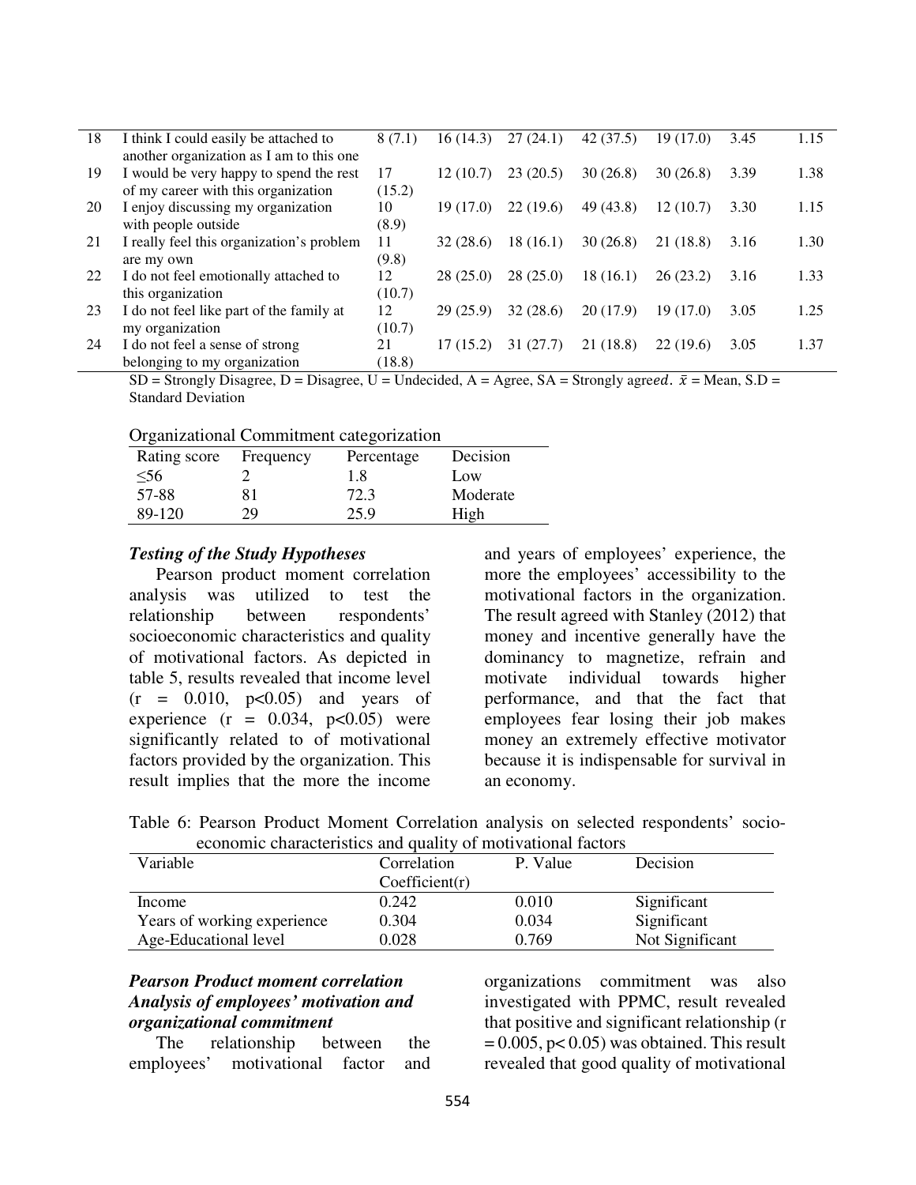| 18 | I think I could easily be attached to another organization as I am to this one | 8 (7.1) | 16 (14.3) | 27 (24.1) | 42 (37.5) | 19 (17.0) | 3.45 | 1.15 |
|---|---|---|---|---|---|---|---|---|
| 19 | I would be very happy to spend the rest of my career with this organization | 17 (15.2) | 12 (10.7) | 23 (20.5) | 30 (26.8) | 30 (26.8) | 3.39 | 1.38 |
| 20 | I enjoy discussing my organization with people outside | 10 (8.9) | 19 (17.0) | 22 (19.6) | 49 (43.8) | 12 (10.7) | 3.30 | 1.15 |
| 21 | I really feel this organization's problem are my own | 11 (9.8) | 32 (28.6) | 18 (16.1) | 30 (26.8) | 21 (18.8) | 3.16 | 1.30 |
| 22 | I do not feel emotionally attached to this organization | 12 (10.7) | 28 (25.0) | 28 (25.0) | 18 (16.1) | 26 (23.2) | 3.16 | 1.33 |
| 23 | I do not feel like part of the family at my organization | 12 (10.7) | 29 (25.9) | 32 (28.6) | 20 (17.9) | 19 (17.0) | 3.05 | 1.25 |
| 24 | I do not feel a sense of strong belonging to my organization | 21 (18.8) | 17 (15.2) | 31 (27.7) | 21 (18.8) | 22 (19.6) | 3.05 | 1.37 |

SD = Strongly Disagree, D = Disagree, U = Undecided, A = Agree, SA = Strongly agreed. $\bar{x}$ = Mean, S.D = Standard Deviation

Organizational Commitment categorization

| Rating score | Frequency | Percentage | Decision |
|---|---|---|---|
| ≤56 | 2 | 1.8 | Low |
| 57-88 | 81 | 72.3 | Moderate |
| 89-120 | 29 | 25.9 | High |

***Testing of the Study Hypotheses***

Pearson product moment correlation analysis was utilized to test the relationship between respondents' socioeconomic characteristics and quality of motivational factors. As depicted in table 5, results revealed that income level ($r = 0.010$, $p<0.05$) and years of experience ($r = 0.034$, $p<0.05$) were significantly related to of motivational factors provided by the organization. This result implies that the more the income and years of employees' experience, the more the employees' accessibility to the motivational factors in the organization. The result agreed with Stanley (2012) that money and incentive generally have the dominancy to magnetize, refrain and motivate individual towards higher performance, and that the fact that employees fear losing their job makes money an extremely effective motivator because it is indispensable for survival in an economy.

Table 6: Pearson Product Moment Correlation analysis on selected respondents' socio-economic characteristics and quality of motivational factors

| Variable | Correlation Coefficient(r) | P. Value | Decision |
|---|---|---|---|
| Income | 0.242 | 0.010 | Significant |
| Years of working experience | 0.304 | 0.034 | Significant |
| Age-Educational level | 0.028 | 0.769 | Not Significant |

***Pearson Product moment correlation Analysis of employees' motivation and organizational commitment***

The relationship between the employees' motivational factor and organizations commitment was also investigated with PPMC, result revealed that positive and significant relationship ($r = 0.005$, $p< 0.05$) was obtained. This result revealed that good quality of motivational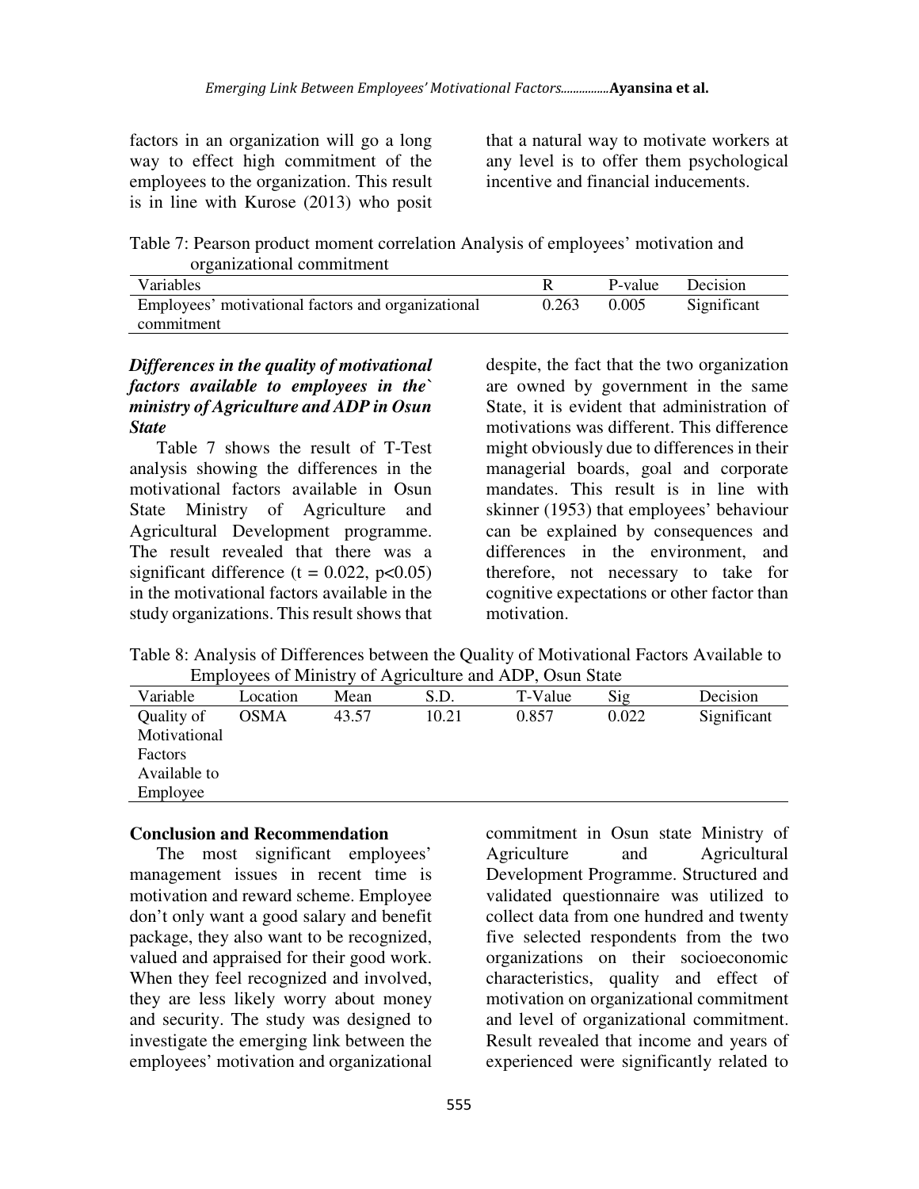factors in an organization will go a long way to effect high commitment of the employees to the organization. This result is in line with Kurose (2013) who posit that a natural way to motivate workers at any level is to offer them psychological incentive and financial inducements.

Table 7: Pearson product moment correlation Analysis of employees' motivation and organizational commitment

| Variables | R | P-value | Decision |
|---|---|---|---|
| Employees' motivational factors and organizational commitment | 0.263 | 0.005 | Significant |

***Differences in the quality of motivational factors available to employees in the` ministry of Agriculture and ADP in Osun State***

Table 7 shows the result of T-Test analysis showing the differences in the motivational factors available in Osun State Ministry of Agriculture and Agricultural Development programme. The result revealed that there was a significant difference ($t = 0.022$, $p<0.05$) in the motivational factors available in the study organizations. This result shows that despite, the fact that the two organization are owned by government in the same State, it is evident that administration of motivations was different. This difference might obviously due to differences in their managerial boards, goal and corporate mandates. This result is in line with skinner (1953) that employees' behaviour can be explained by consequences and differences in the environment, and therefore, not necessary to take for cognitive expectations or other factor than motivation.

Table 8: Analysis of Differences between the Quality of Motivational Factors Available to Employees of Ministry of Agriculture and ADP, Osun State

| Variable | Location | Mean | S.D. | T-Value | Sig | Decision |
|---|---|---|---|---|---|---|
| Quality of Motivational Factors Available to Employee | OSMA | 43.57 | 10.21 | 0.857 | 0.022 | Significant |

**Conclusion and Recommendation**

The most significant employees' management issues in recent time is motivation and reward scheme. Employee don't only want a good salary and benefit package, they also want to be recognized, valued and appraised for their good work. When they feel recognized and involved, they are less likely worry about money and security. The study was designed to investigate the emerging link between the employees' motivation and organizational commitment in Osun state Ministry of Agriculture and Agricultural Development Programme. Structured and validated questionnaire was utilized to collect data from one hundred and twenty five selected respondents from the two organizations on their socioeconomic characteristics, quality and effect of motivation on organizational commitment and level of organizational commitment. Result revealed that income and years of experienced were significantly related to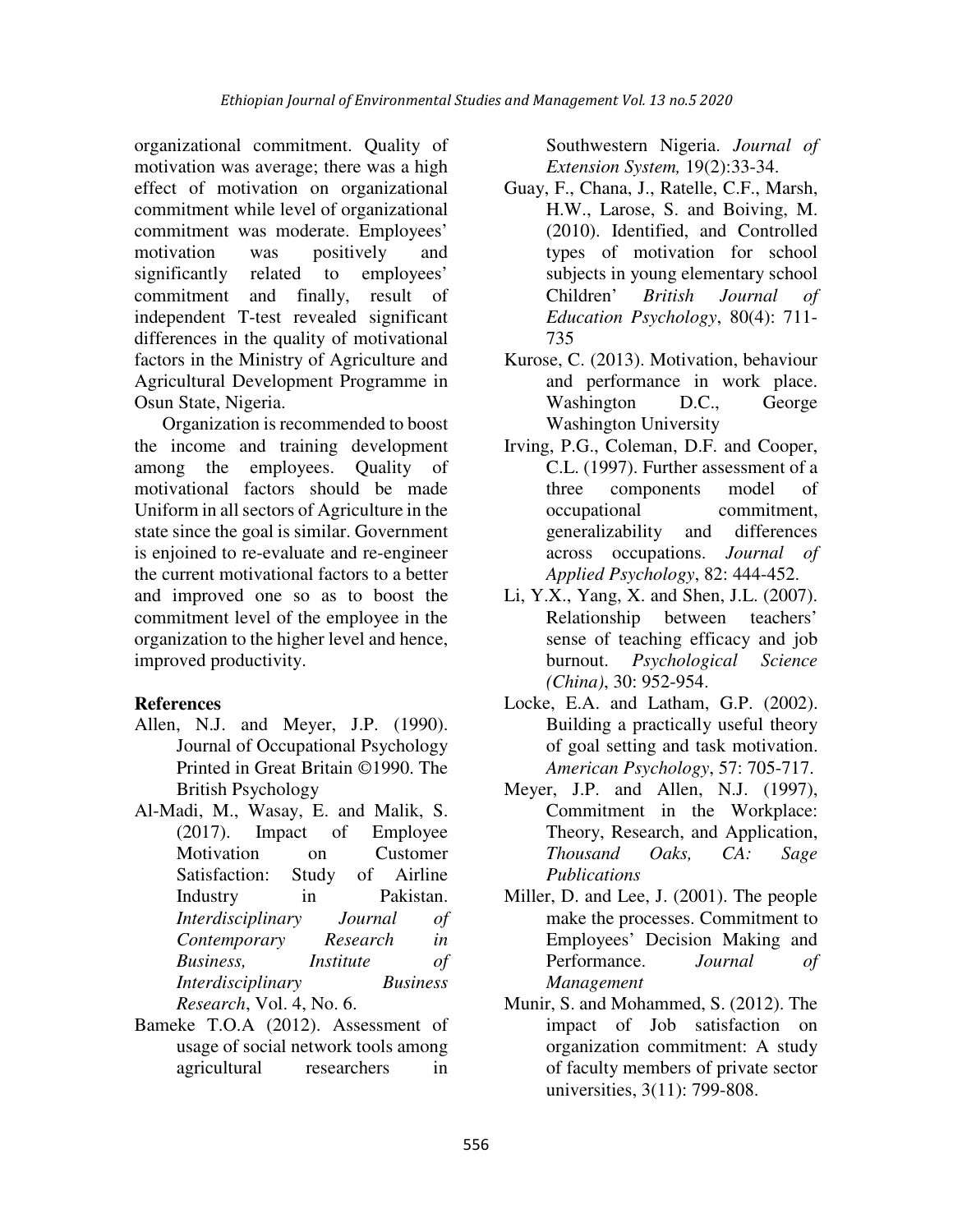organizational commitment. Quality of motivation was average; there was a high effect of motivation on organizational commitment while level of organizational commitment was moderate. Employees' motivation was positively and significantly related to employees' commitment and finally, result of independent T-test revealed significant differences in the quality of motivational factors in the Ministry of Agriculture and Agricultural Development Programme in Osun State, Nigeria.

Organization is recommended to boost the income and training development among the employees. Quality of motivational factors should be made Uniform in all sectors of Agriculture in the state since the goal is similar. Government is enjoined to re-evaluate and re-engineer the current motivational factors to a better and improved one so as to boost the commitment level of the employee in the organization to the higher level and hence, improved productivity.

## References

Allen, N.J. and Meyer, J.P. (1990). Journal of Occupational Psychology Printed in Great Britain ©1990. The British Psychology

Al-Madi, M., Wasay, E. and Malik, S. (2017). Impact of Employee Motivation on Customer Satisfaction: Study of Airline Industry in Pakistan. *Interdisciplinary Journal of Contemporary Research in Business, Institute of Interdisciplinary Business Research*, Vol. 4, No. 6.

Bameke T.O.A (2012). Assessment of usage of social network tools among agricultural researchers in Southwestern Nigeria. *Journal of Extension System,* 19(2):33-34.

Guay, F., Chana, J., Ratelle, C.F., Marsh, H.W., Larose, S. and Boiving, M. (2010). Identified, and Controlled types of motivation for school subjects in young elementary school Children' *British Journal of Education Psychology*, 80(4): 711-735

Kurose, C. (2013). Motivation, behaviour and performance in work place. Washington D.C., George Washington University

Irving, P.G., Coleman, D.F. and Cooper, C.L. (1997). Further assessment of a three components model of occupational commitment, generalizability and differences across occupations. *Journal of Applied Psychology*, 82: 444-452.

Li, Y.X., Yang, X. and Shen, J.L. (2007). Relationship between teachers' sense of teaching efficacy and job burnout. *Psychological Science (China)*, 30: 952-954.

Locke, E.A. and Latham, G.P. (2002). Building a practically useful theory of goal setting and task motivation. *American Psychology*, 57: 705-717.

Meyer, J.P. and Allen, N.J. (1997), Commitment in the Workplace: Theory, Research, and Application, *Thousand Oaks, CA: Sage Publications*

Miller, D. and Lee, J. (2001). The people make the processes. Commitment to Employees' Decision Making and Performance. *Journal of Management*

Munir, S. and Mohammed, S. (2012). The impact of Job satisfaction on organization commitment: A study of faculty members of private sector universities, 3(11): 799-808.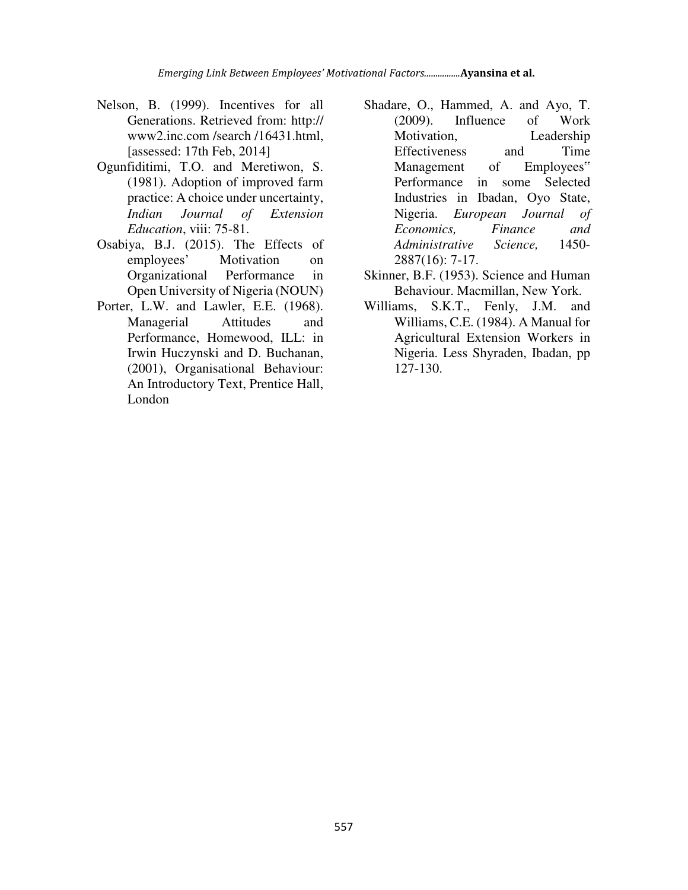Nelson, B. (1999). Incentives for all Generations. Retrieved from: http:// www2.inc.com /search /16431.html, [assessed: 17th Feb, 2014]

Ogunfiditimi, T.O. and Meretiwon, S. (1981). Adoption of improved farm practice: A choice under uncertainty, *Indian Journal of Extension Education*, viii: 75-81.

Osabiya, B.J. (2015). The Effects of employees' Motivation on Organizational Performance in Open University of Nigeria (NOUN)

Porter, L.W. and Lawler, E.E. (1968). Managerial Attitudes and Performance, Homewood, ILL: in Irwin Huczynski and D. Buchanan, (2001), Organisational Behaviour: An Introductory Text, Prentice Hall, London

Shadare, O., Hammed, A. and Ayo, T. (2009). Influence of Work Motivation, Leadership Effectiveness and Time Management of Employees" Performance in some Selected Industries in Ibadan, Oyo State, Nigeria. *European Journal of Economics, Finance and Administrative Science,* 1450-2887(16): 7-17.

Skinner, B.F. (1953). Science and Human Behaviour. Macmillan, New York.

Williams, S.K.T., Fenly, J.M. and Williams, C.E. (1984). A Manual for Agricultural Extension Workers in Nigeria. Less Shyraden, Ibadan, pp 127-130.